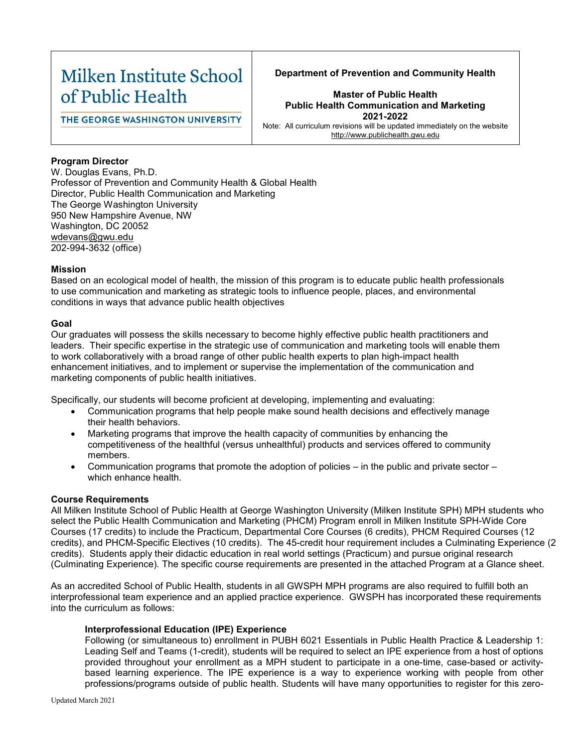| Milken Institute School of Public Health<br>THE GEORGE WASHINGTON UNIVERSITY | **Department of Prevention and Community Health**<br><br>**Master of Public Health**<br>**Public Health Communication and Marketing**<br>**2021-2022**<br>Note: All curriculum revisions will be updated immediately on the website http://www.publichealth.gwu.edu |
|---|---|

**Program Director**
W. Douglas Evans, Ph.D.
Professor of Prevention and Community Health & Global Health
Director, Public Health Communication and Marketing
The George Washington University
950 New Hampshire Avenue, NW
Washington, DC 20052
wdevans@gwu.edu
202-994-3632 (office)

**Mission**
Based on an ecological model of health, the mission of this program is to educate public health professionals to use communication and marketing as strategic tools to influence people, places, and environmental conditions in ways that advance public health objectives

**Goal**
Our graduates will possess the skills necessary to become highly effective public health practitioners and leaders. Their specific expertise in the strategic use of communication and marketing tools will enable them to work collaboratively with a broad range of other public health experts to plan high-impact health enhancement initiatives, and to implement or supervise the implementation of the communication and marketing components of public health initiatives.

Specifically, our students will become proficient at developing, implementing and evaluating:

- Communication programs that help people make sound health decisions and effectively manage their health behaviors.
- Marketing programs that improve the health capacity of communities by enhancing the competitiveness of the healthful (versus unhealthful) products and services offered to community members.
- Communication programs that promote the adoption of policies – in the public and private sector – which enhance health.

**Course Requirements**
All Milken Institute School of Public Health at George Washington University (Milken Institute SPH) MPH students who select the Public Health Communication and Marketing (PHCM) Program enroll in Milken Institute SPH-Wide Core Courses (17 credits) to include the Practicum, Departmental Core Courses (6 credits), PHCM Required Courses (12 credits), and PHCM-Specific Electives (10 credits). The 45-credit hour requirement includes a Culminating Experience (2 credits). Students apply their didactic education in real world settings (Practicum) and pursue original research (Culminating Experience). The specific course requirements are presented in the attached Program at a Glance sheet.

As an accredited School of Public Health, students in all GWSPH MPH programs are also required to fulfill both an interprofessional team experience and an applied practice experience. GWSPH has incorporated these requirements into the curriculum as follows:

**Interprofessional Education (IPE) Experience**
Following (or simultaneous to) enrollment in PUBH 6021 Essentials in Public Health Practice & Leadership 1: Leading Self and Teams (1-credit), students will be required to select an IPE experience from a host of options provided throughout your enrollment as a MPH student to participate in a one-time, case-based or activity-based learning experience. The IPE experience is a way to experience working with people from other professions/programs outside of public health. Students will have many opportunities to register for this zero-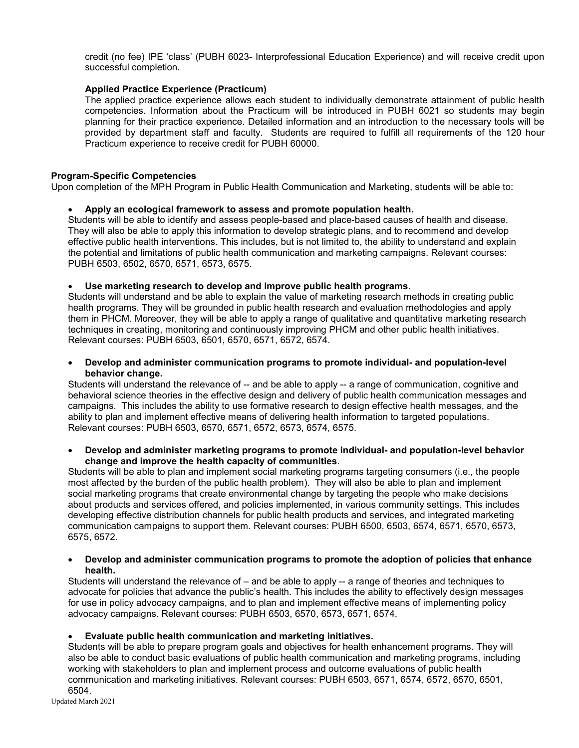credit (no fee) IPE 'class' (PUBH 6023- Interprofessional Education Experience) and will receive credit upon successful completion.

**Applied Practice Experience (Practicum)**

The applied practice experience allows each student to individually demonstrate attainment of public health competencies. Information about the Practicum will be introduced in PUBH 6021 so students may begin planning for their practice experience. Detailed information and an introduction to the necessary tools will be provided by department staff and faculty. Students are required to fulfill all requirements of the 120 hour Practicum experience to receive credit for PUBH 60000.

**Program-Specific Competencies**

Upon completion of the MPH Program in Public Health Communication and Marketing, students will be able to:

- **Apply an ecological framework to assess and promote population health.**

Students will be able to identify and assess people-based and place-based causes of health and disease. They will also be able to apply this information to develop strategic plans, and to recommend and develop effective public health interventions. This includes, but is not limited to, the ability to understand and explain the potential and limitations of public health communication and marketing campaigns. Relevant courses: PUBH 6503, 6502, 6570, 6571, 6573, 6575.

- **Use marketing research to develop and improve public health programs**.

Students will understand and be able to explain the value of marketing research methods in creating public health programs. They will be grounded in public health research and evaluation methodologies and apply them in PHCM. Moreover, they will be able to apply a range of qualitative and quantitative marketing research techniques in creating, monitoring and continuously improving PHCM and other public health initiatives. Relevant courses: PUBH 6503, 6501, 6570, 6571, 6572, 6574.

- **Develop and administer communication programs to promote individual- and population-level behavior change.**

Students will understand the relevance of -- and be able to apply -- a range of communication, cognitive and behavioral science theories in the effective design and delivery of public health communication messages and campaigns. This includes the ability to use formative research to design effective health messages, and the ability to plan and implement effective means of delivering health information to targeted populations. Relevant courses: PUBH 6503, 6570, 6571, 6572, 6573, 6574, 6575.

- **Develop and administer marketing programs to promote individual- and population-level behavior change and improve the health capacity of communities**.

Students will be able to plan and implement social marketing programs targeting consumers (i.e., the people most affected by the burden of the public health problem). They will also be able to plan and implement social marketing programs that create environmental change by targeting the people who make decisions about products and services offered, and policies implemented, in various community settings. This includes developing effective distribution channels for public health products and services, and integrated marketing communication campaigns to support them. Relevant courses: PUBH 6500, 6503, 6574, 6571, 6570, 6573, 6575, 6572.

- **Develop and administer communication programs to promote the adoption of policies that enhance health.**

Students will understand the relevance of – and be able to apply -- a range of theories and techniques to advocate for policies that advance the public's health. This includes the ability to effectively design messages for use in policy advocacy campaigns, and to plan and implement effective means of implementing policy advocacy campaigns. Relevant courses: PUBH 6503, 6570, 6573, 6571, 6574.

- **Evaluate public health communication and marketing initiatives.**

Students will be able to prepare program goals and objectives for health enhancement programs. They will also be able to conduct basic evaluations of public health communication and marketing programs, including working with stakeholders to plan and implement process and outcome evaluations of public health communication and marketing initiatives. Relevant courses: PUBH 6503, 6571, 6574, 6572, 6570, 6501, 6504.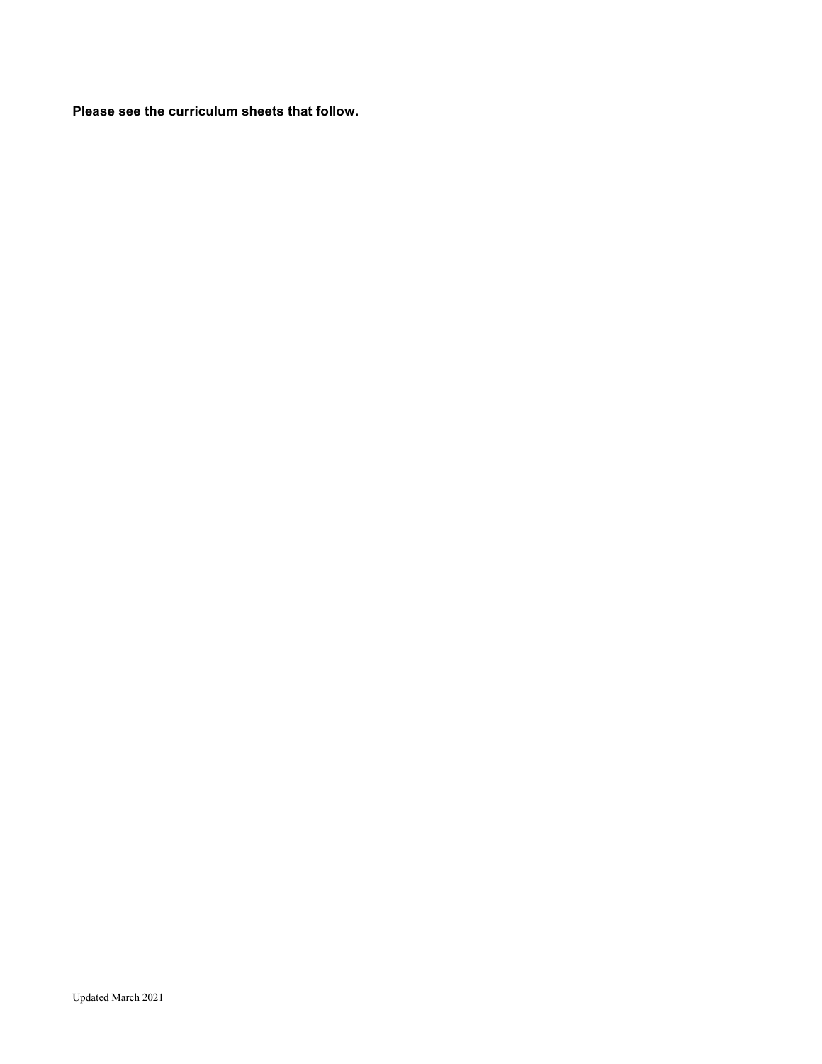**Please see the curriculum sheets that follow.**

Updated March 2021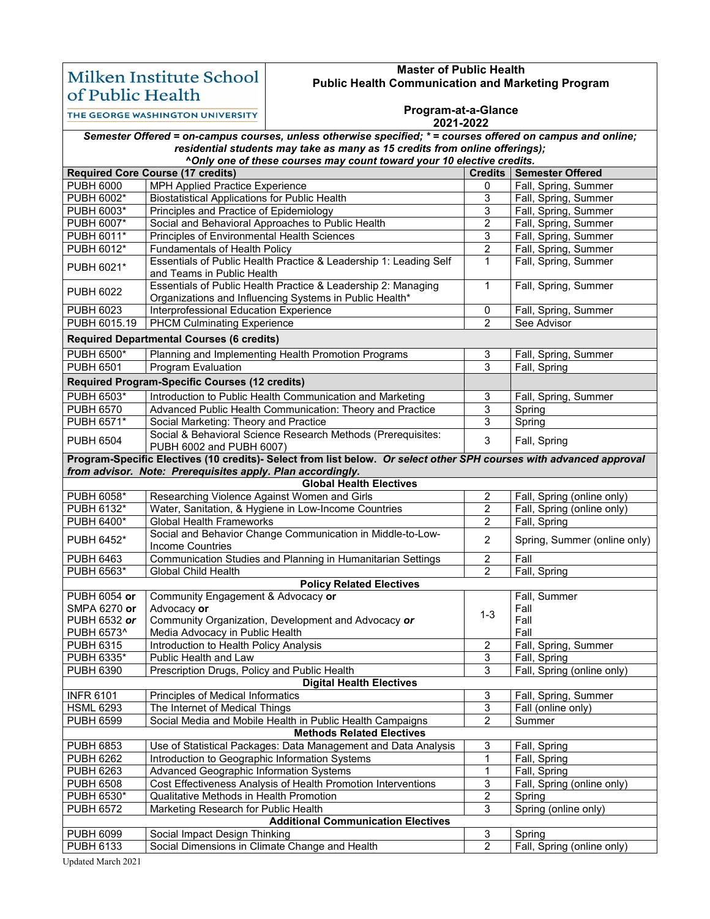**Milken Institute School of Public Health**
THE GEORGE WASHINGTON UNIVERSITY

# Master of Public Health
## Public Health Communication and Marketing Program

### Program-at-a-Glance
### 2021-2022

***Semester Offered = on-campus courses, unless otherwise specified; * = courses offered on campus and online; residential students may take as many as 15 credits from online offerings);***
***^Only one of these courses may count toward your 10 elective credits.***

| Required Core Course (17 credits) | | Credits | Semester Offered |
|---|---|---|---|
| PUBH 6000 | MPH Applied Practice Experience | 0 | Fall, Spring, Summer |
| PUBH 6002* | Biostatistical Applications for Public Health | 3 | Fall, Spring, Summer |
| PUBH 6003* | Principles and Practice of Epidemiology | 3 | Fall, Spring, Summer |
| PUBH 6007* | Social and Behavioral Approaches to Public Health | 2 | Fall, Spring, Summer |
| PUBH 6011* | Principles of Environmental Health Sciences | 3 | Fall, Spring, Summer |
| PUBH 6012* | Fundamentals of Health Policy | 2 | Fall, Spring, Summer |
| PUBH 6021* | Essentials of Public Health Practice & Leadership 1: Leading Self and Teams in Public Health | 1 | Fall, Spring, Summer |
| PUBH 6022 | Essentials of Public Health Practice & Leadership 2: Managing Organizations and Influencing Systems in Public Health* | 1 | Fall, Spring, Summer |
| PUBH 6023 | Interprofessional Education Experience | 0 | Fall, Spring, Summer |
| PUBH 6015.19 | PHCM Culminating Experience | 2 | See Advisor |
| **Required Departmental Courses (6 credits)** | | | |
| PUBH 6500* | Planning and Implementing Health Promotion Programs | 3 | Fall, Spring, Summer |
| PUBH 6501 | Program Evaluation | 3 | Fall, Spring |
| **Required Program-Specific Courses (12 credits)** | | | |
| PUBH 6503* | Introduction to Public Health Communication and Marketing | 3 | Fall, Spring, Summer |
| PUBH 6570 | Advanced Public Health Communication: Theory and Practice | 3 | Spring |
| PUBH 6571* | Social Marketing: Theory and Practice | 3 | Spring |
| PUBH 6504 | Social & Behavioral Science Research Methods (Prerequisites: PUBH 6002 and PUBH 6007) | 3 | Fall, Spring |
| **Program-Specific Electives (10 credits)- Select from list below.** ***Or select other SPH courses with advanced approval from advisor. Note: Prerequisites apply. Plan accordingly.*** | | | |
| **Global Health Electives** | | | |
| PUBH 6058* | Researching Violence Against Women and Girls | 2 | Fall, Spring (online only) |
| PUBH 6132* | Water, Sanitation, & Hygiene in Low-Income Countries | 2 | Fall, Spring (online only) |
| PUBH 6400* | Global Health Frameworks | 2 | Fall, Spring |
| PUBH 6452* | Social and Behavior Change Communication in Middle-to-Low-Income Countries | 2 | Spring, Summer (online only) |
| PUBH 6463 | Communication Studies and Planning in Humanitarian Settings | 2 | Fall |
| PUBH 6563* | Global Child Health | 2 | Fall, Spring |
| **Policy Related Electives** | | | |
| PUBH 6054 **or** SMPA 6270 **or** PUBH 6532 ***or*** PUBH 6573^ | Community Engagement & Advocacy **or** Advocacy **or** Community Organization, Development and Advocacy ***or*** Media Advocacy in Public Health | 1-3 | Fall, Summer; Fall; Fall; Fall |
| PUBH 6315 | Introduction to Health Policy Analysis | 2 | Fall, Spring, Summer |
| PUBH 6335* | Public Health and Law | 3 | Fall, Spring |
| PUBH 6390 | Prescription Drugs, Policy and Public Health | 3 | Fall, Spring (online only) |
| **Digital Health Electives** | | | |
| INFR 6101 | Principles of Medical Informatics | 3 | Fall, Spring, Summer |
| HSML 6293 | The Internet of Medical Things | 3 | Fall (online only) |
| PUBH 6599 | Social Media and Mobile Health in Public Health Campaigns | 2 | Summer |
| **Methods Related Electives** | | | |
| PUBH 6853 | Use of Statistical Packages: Data Management and Data Analysis | 3 | Fall, Spring |
| PUBH 6262 | Introduction to Geographic Information Systems | 1 | Fall, Spring |
| PUBH 6263 | Advanced Geographic Information Systems | 1 | Fall, Spring |
| PUBH 6508 | Cost Effectiveness Analysis of Health Promotion Interventions | 3 | Fall, Spring (online only) |
| PUBH 6530* | Qualitative Methods in Health Promotion | 2 | Spring |
| PUBH 6572 | Marketing Research for Public Health | 3 | Spring (online only) |
| **Additional Communication Electives** | | | |
| PUBH 6099 | Social Impact Design Thinking | 3 | Spring |
| PUBH 6133 | Social Dimensions in Climate Change and Health | 2 | Fall, Spring (online only) |

Updated March 2021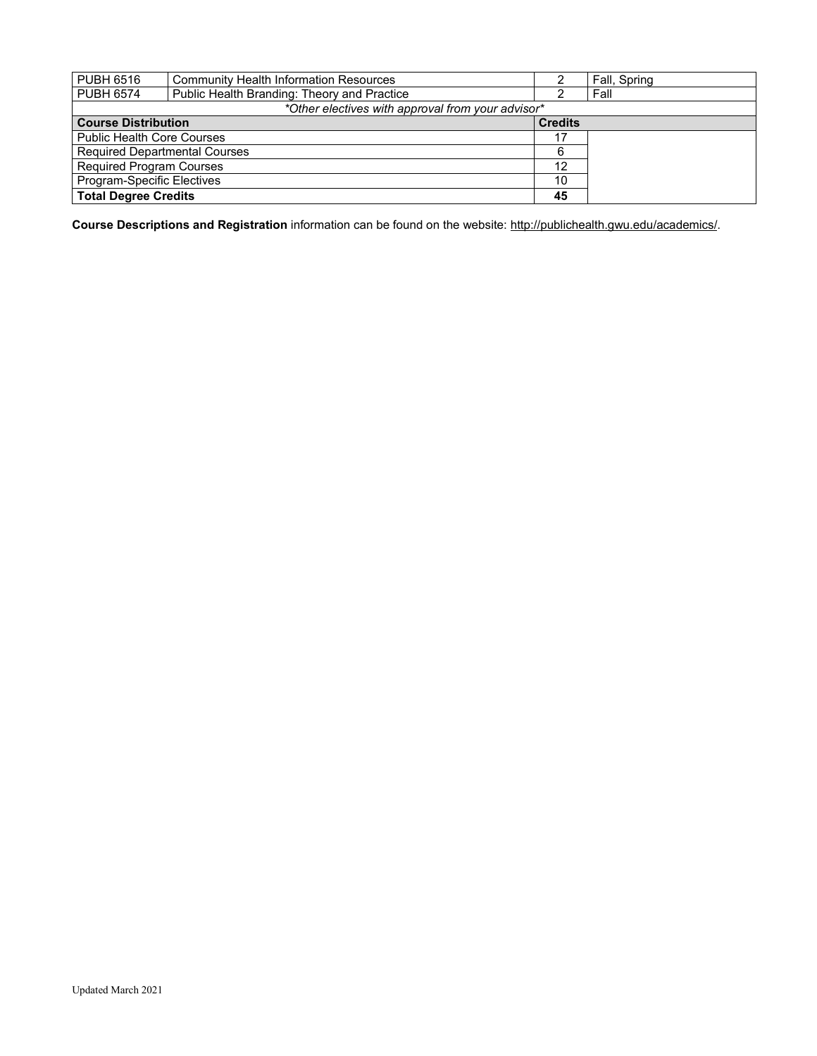| | | | |
|---|---|---|---|
| PUBH 6516 | Community Health Information Resources | 2 | Fall, Spring |
| PUBH 6574 | Public Health Branding: Theory and Practice | 2 | Fall |
| *Other electives with approval from your advisor* | | | |
| **Course Distribution** | | **Credits** | |
| Public Health Core Courses | | 17 | |
| Required Departmental Courses | | 6 | |
| Required Program Courses | | 12 | |
| Program-Specific Electives | | 10 | |
| **Total Degree Credits** | | **45** | |

**Course Descriptions and Registration** information can be found on the website: http://publichealth.gwu.edu/academics/.

Updated March 2021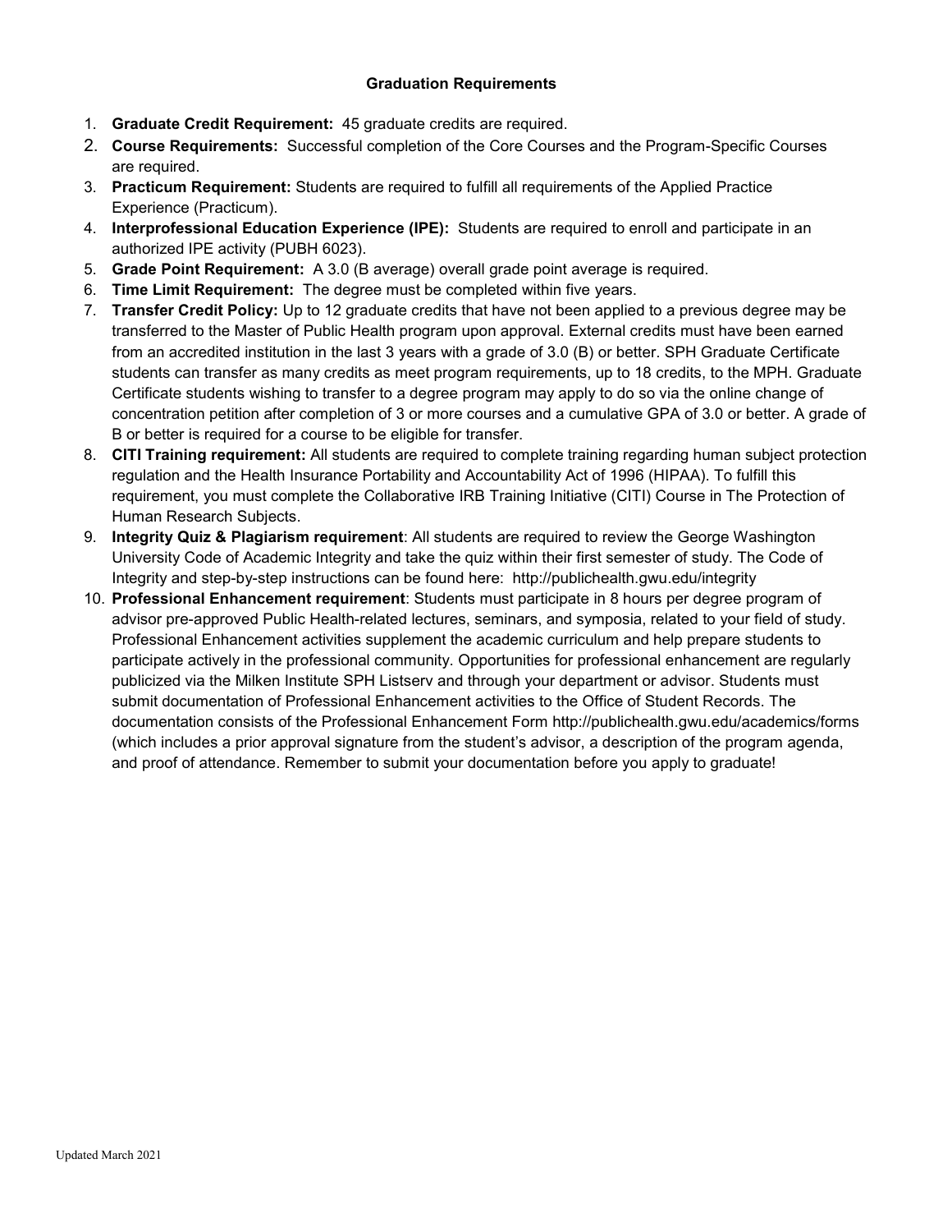## Graduation Requirements

1. **Graduate Credit Requirement:** 45 graduate credits are required.
2. **Course Requirements:** Successful completion of the Core Courses and the Program-Specific Courses are required.
3. **Practicum Requirement:** Students are required to fulfill all requirements of the Applied Practice Experience (Practicum).
4. **Interprofessional Education Experience (IPE):** Students are required to enroll and participate in an authorized IPE activity (PUBH 6023).
5. **Grade Point Requirement:** A 3.0 (B average) overall grade point average is required.
6. **Time Limit Requirement:** The degree must be completed within five years.
7. **Transfer Credit Policy:** Up to 12 graduate credits that have not been applied to a previous degree may be transferred to the Master of Public Health program upon approval. External credits must have been earned from an accredited institution in the last 3 years with a grade of 3.0 (B) or better. SPH Graduate Certificate students can transfer as many credits as meet program requirements, up to 18 credits, to the MPH. Graduate Certificate students wishing to transfer to a degree program may apply to do so via the online change of concentration petition after completion of 3 or more courses and a cumulative GPA of 3.0 or better. A grade of B or better is required for a course to be eligible for transfer.
8. **CITI Training requirement:** All students are required to complete training regarding human subject protection regulation and the Health Insurance Portability and Accountability Act of 1996 (HIPAA). To fulfill this requirement, you must complete the Collaborative IRB Training Initiative (CITI) Course in The Protection of Human Research Subjects.
9. **Integrity Quiz & Plagiarism requirement**: All students are required to review the George Washington University Code of Academic Integrity and take the quiz within their first semester of study. The Code of Integrity and step-by-step instructions can be found here: http://publichealth.gwu.edu/integrity
10. **Professional Enhancement requirement**: Students must participate in 8 hours per degree program of advisor pre-approved Public Health-related lectures, seminars, and symposia, related to your field of study. Professional Enhancement activities supplement the academic curriculum and help prepare students to participate actively in the professional community. Opportunities for professional enhancement are regularly publicized via the Milken Institute SPH Listserv and through your department or advisor. Students must submit documentation of Professional Enhancement activities to the Office of Student Records. The documentation consists of the Professional Enhancement Form http://publichealth.gwu.edu/academics/forms (which includes a prior approval signature from the student's advisor, a description of the program agenda, and proof of attendance. Remember to submit your documentation before you apply to graduate!

Updated March 2021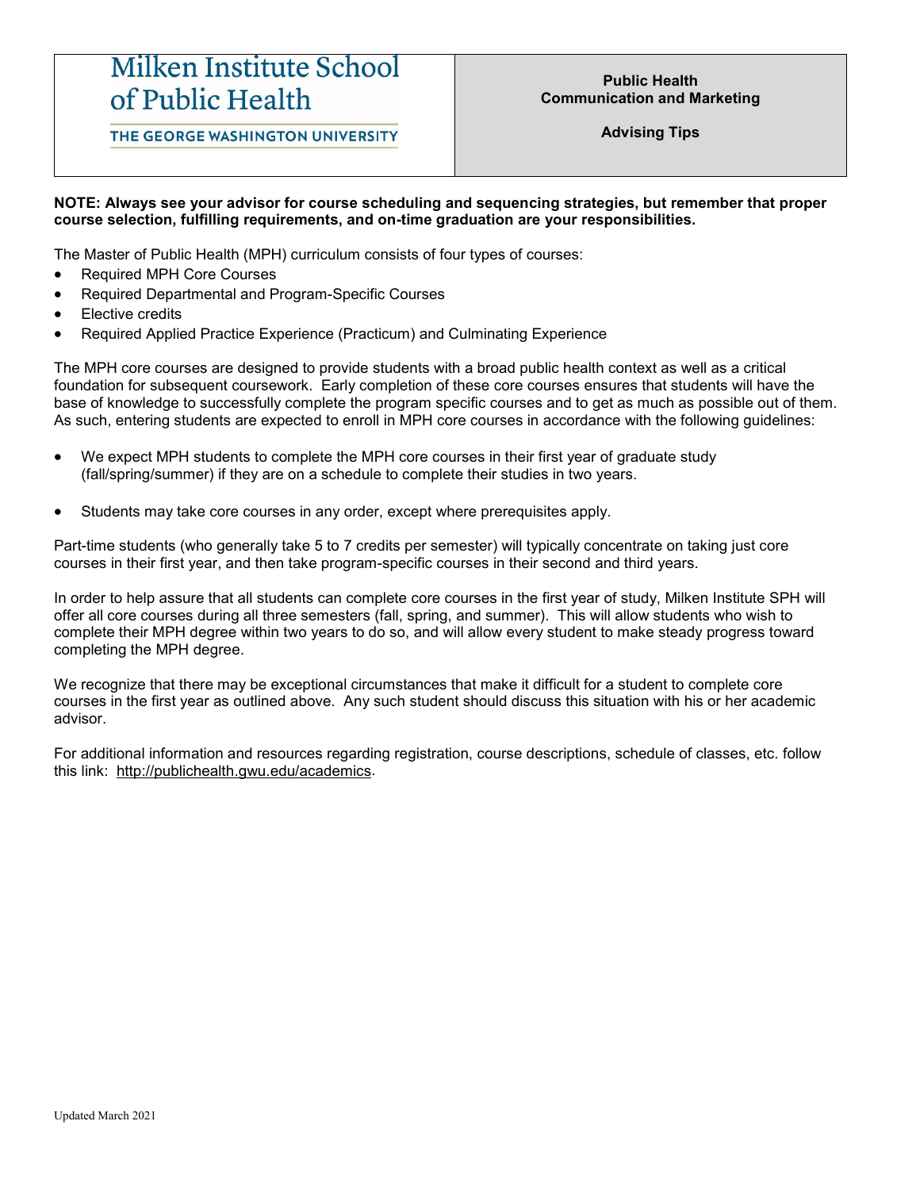| Milken Institute School of Public Health<br>THE GEORGE WASHINGTON UNIVERSITY | **Public Health Communication and Marketing**<br><br>**Advising Tips** |
| --- | --- |

**NOTE: Always see your advisor for course scheduling and sequencing strategies, but remember that proper course selection, fulfilling requirements, and on-time graduation are your responsibilities.**

The Master of Public Health (MPH) curriculum consists of four types of courses:

- Required MPH Core Courses
- Required Departmental and Program-Specific Courses
- Elective credits
- Required Applied Practice Experience (Practicum) and Culminating Experience

The MPH core courses are designed to provide students with a broad public health context as well as a critical foundation for subsequent coursework. Early completion of these core courses ensures that students will have the base of knowledge to successfully complete the program specific courses and to get as much as possible out of them. As such, entering students are expected to enroll in MPH core courses in accordance with the following guidelines:

- We expect MPH students to complete the MPH core courses in their first year of graduate study (fall/spring/summer) if they are on a schedule to complete their studies in two years.

- Students may take core courses in any order, except where prerequisites apply.

Part-time students (who generally take 5 to 7 credits per semester) will typically concentrate on taking just core courses in their first year, and then take program-specific courses in their second and third years.

In order to help assure that all students can complete core courses in the first year of study, Milken Institute SPH will offer all core courses during all three semesters (fall, spring, and summer). This will allow students who wish to complete their MPH degree within two years to do so, and will allow every student to make steady progress toward completing the MPH degree.

We recognize that there may be exceptional circumstances that make it difficult for a student to complete core courses in the first year as outlined above. Any such student should discuss this situation with his or her academic advisor.

For additional information and resources regarding registration, course descriptions, schedule of classes, etc. follow this link: http://publichealth.gwu.edu/academics.

Updated March 2021